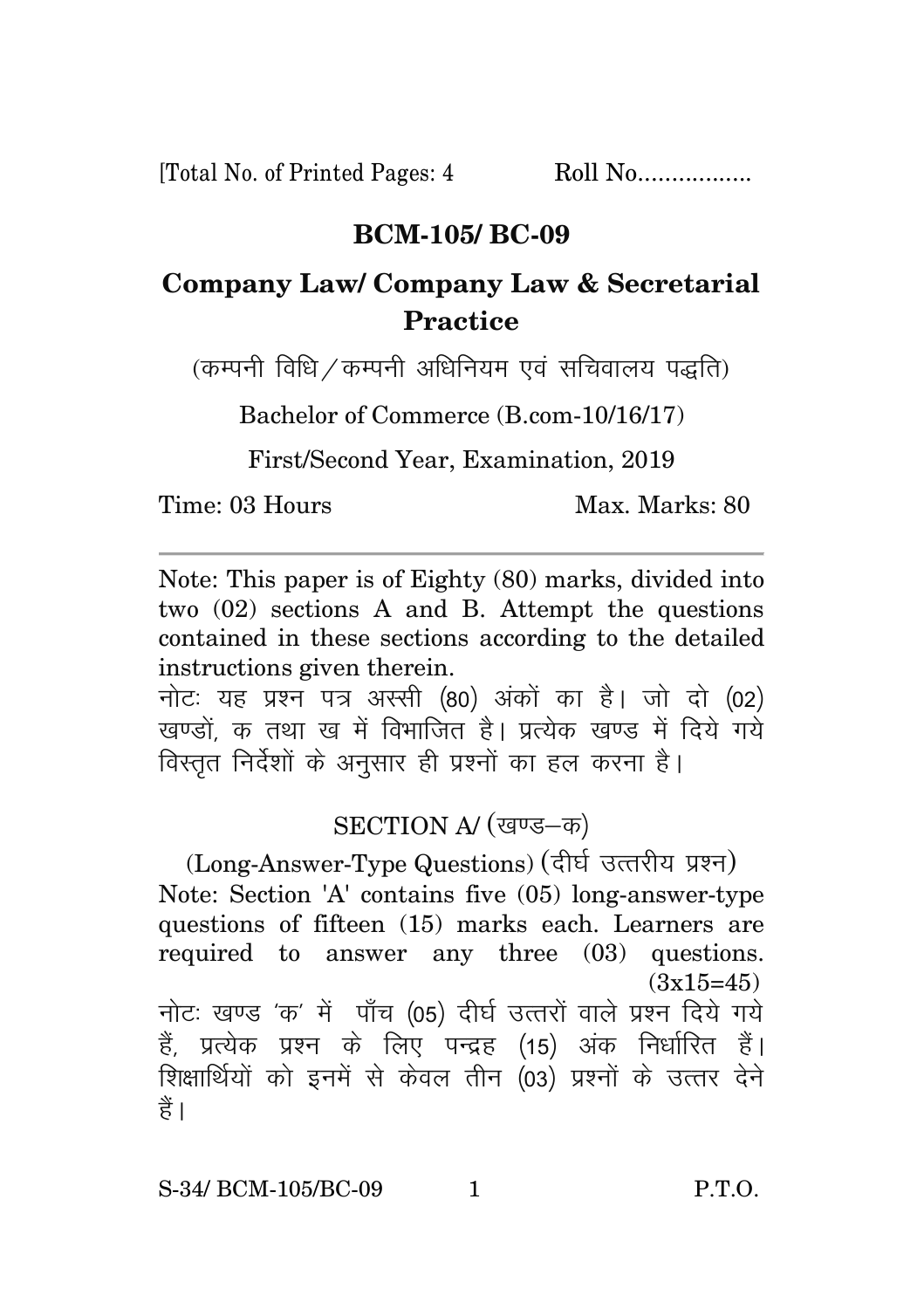[Total No. of Printed Pages: 4 Roll No.................

# BCM-105/ BC-09

## Company Law/ Company Law & Secretarial Practice

(कम्पनी विधि / कम्पनी अधिनियम एवं सचिवालय पद्धति)

Bachelor of Commerce (B.com-10/16/17)

First/Second Year, Examination, 2019

Time: 03 Hours Max. Marks: 80

---

Note: This paper is of Eighty (80) marks, divided into two (02) sections A and B. Attempt the questions contained in these sections according to the detailed instructions given therein.

नोटः यह प्रश्न पत्र अस्सी (80) अंकों का है। जो दो (02) खण्डों, क तथा ख में विभाजित है। प्रत्येक खण्ड में दिये गये विस्तृत निर्देशों के अनुसार ही प्रश्नों का हल करना है।

### SECTION A/ (खण्ड–क)

(Long-Answer-Type Questions) (दीर्घ उत्तरीय प्रश्न)

Note: Section 'A' contains five (05) long-answer-type questions of fifteen (15) marks each. Learners are required to answer any three (03) questions. (3x15=45)

नोटः खण्ड 'क' में पाँच (05) दीर्घ उत्तरों वाले प्रश्न दिये गये हैं, प्रत्येक प्रश्न के लिए पन्द्रह (15) अंक निर्धारित हैं। शिक्षार्थियों को इनमें से केवल तीन (03) प्रश्नों के उत्तर देने हैं।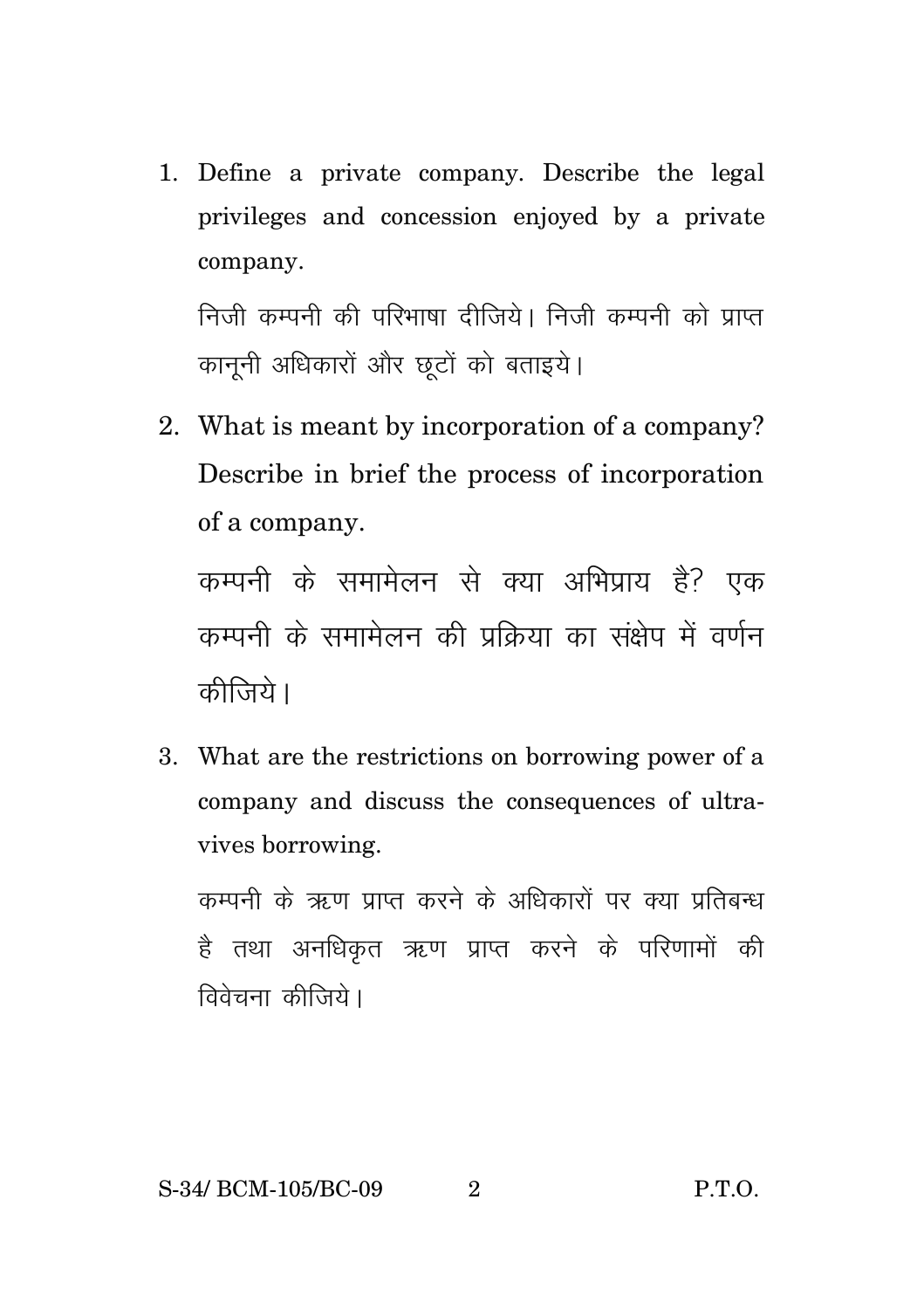1. Define a private company. Describe the legal privileges and concession enjoyed by a private company.

   निजी कम्पनी की परिभाषा दीजिये। निजी कम्पनी को प्राप्त कानूनी अधिकारों और छूटों को बताइये।

2. What is meant by incorporation of a company? Describe in brief the process of incorporation of a company.

   कम्पनी के समामेलन से क्या अभिप्राय है? एक कम्पनी के समामेलन की प्रक्रिया का संक्षेप में वर्णन कीजिये।

3. What are the restrictions on borrowing power of a company and discuss the consequences of ultra-vives borrowing.

   कम्पनी के ऋण प्राप्त करने के अधिकारों पर क्या प्रतिबन्ध है तथा अनधिकृत ऋण प्राप्त करने के परिणामों की विवेचना कीजिये।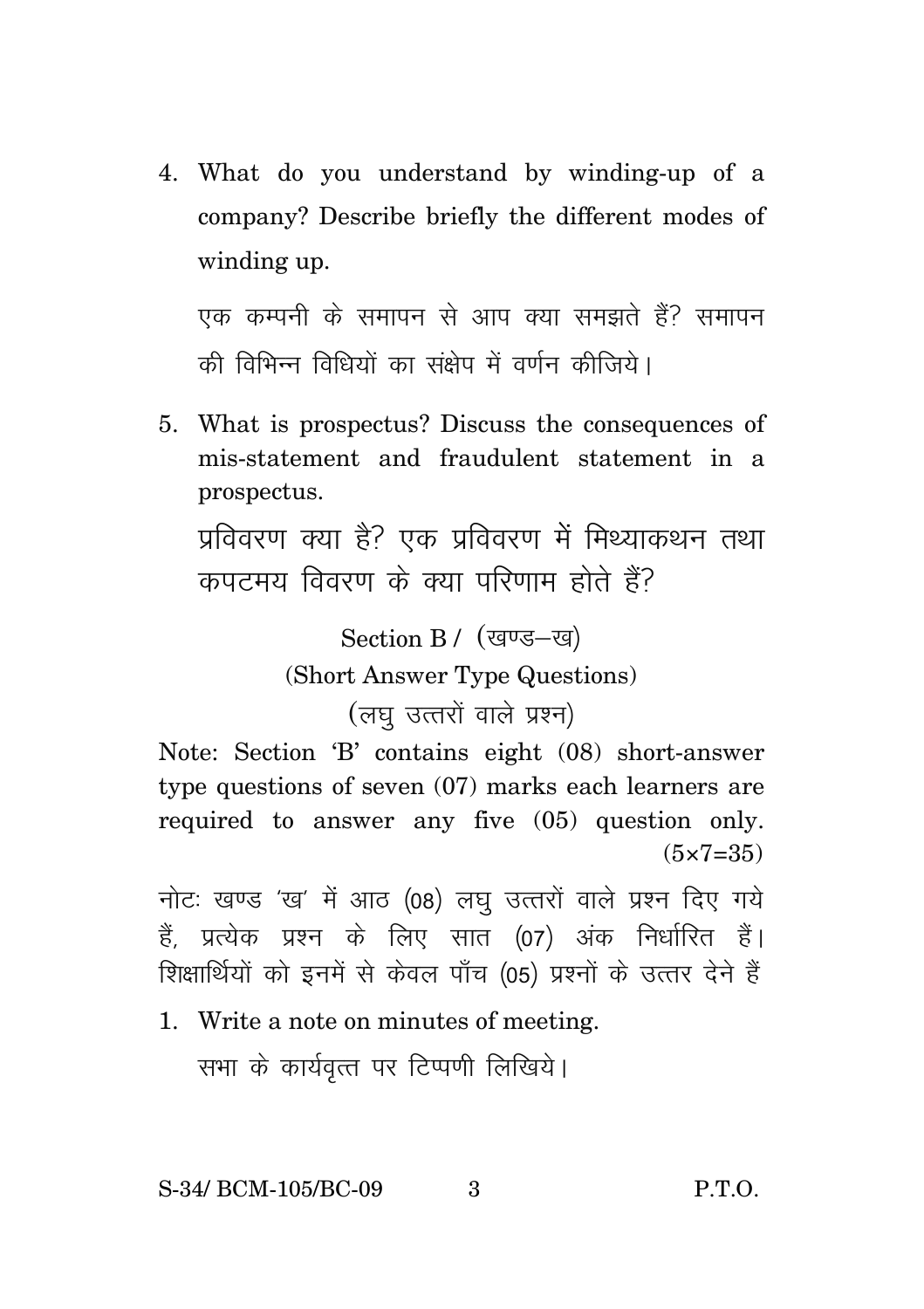4. What do you understand by winding-up of a company? Describe briefly the different modes of winding up.

   एक कम्पनी के समापन से आप क्या समझते हैं? समापन की विभिन्न विधियों का संक्षेप में वर्णन कीजिये।

5. What is prospectus? Discuss the consequences of mis-statement and fraudulent statement in a prospectus.

   प्रविवरण क्या है? एक प्रविवरण में मिथ्याकथन तथा कपटमय विवरण के क्या परिणाम होते हैं?

## Section B / (खण्ड–ख)

### (Short Answer Type Questions)

### (लघु उत्तरों वाले प्रश्न)

Note: Section 'B' contains eight (08) short-answer type questions of seven (07) marks each learners are required to answer any five (05) question only. (5×7=35)

नोटः खण्ड 'ख' में आठ (08) लघु उत्तरों वाले प्रश्न दिए गये हैं, प्रत्येक प्रश्न के लिए सात (07) अंक निर्धारित हैं। शिक्षार्थियों को इनमें से केवल पाँच (05) प्रश्नों के उत्तर देने हैं

1. Write a note on minutes of meeting.

   सभा के कार्यवृत्त पर टिप्पणी लिखिये।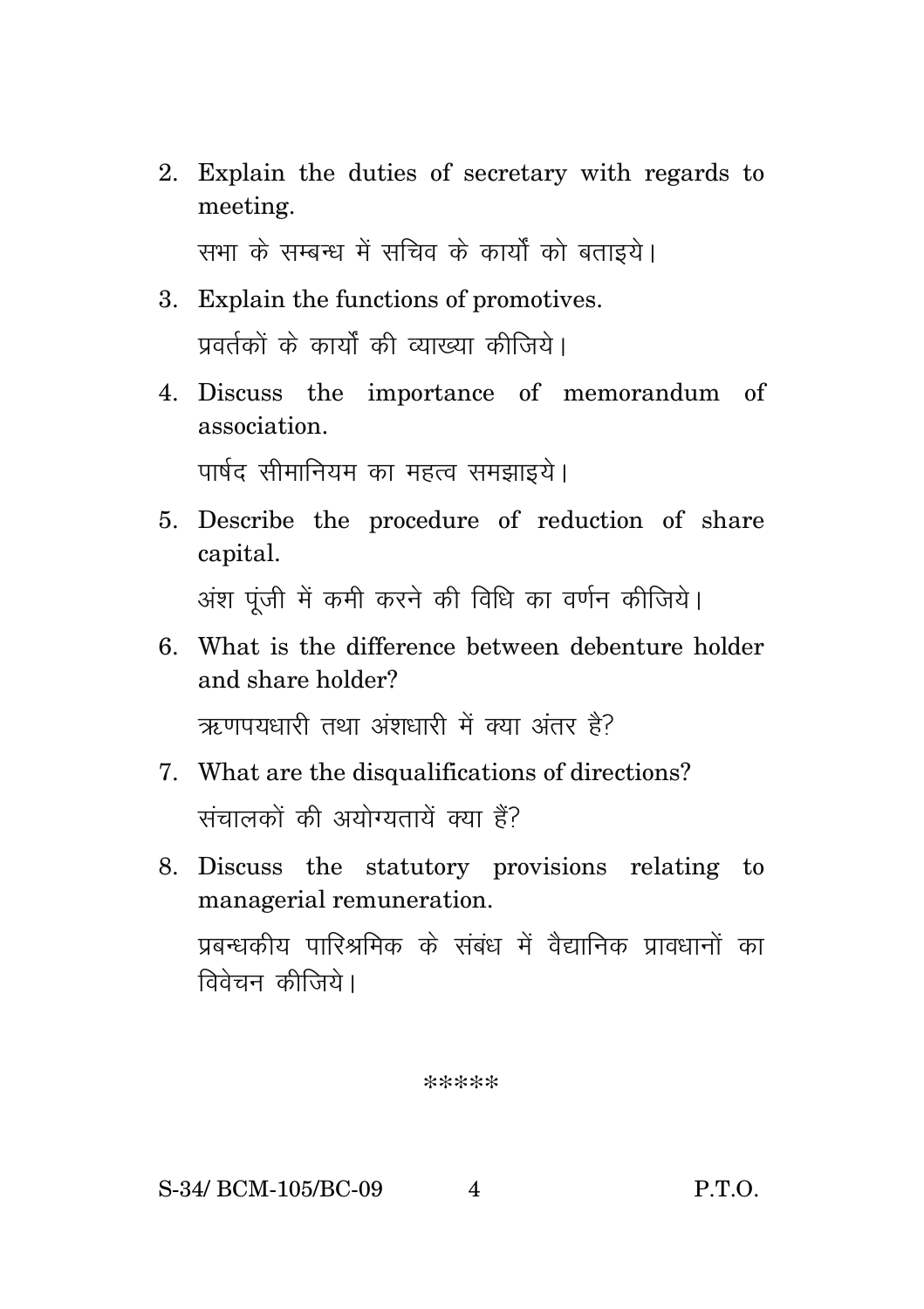2. Explain the duties of secretary with regards to meeting.

   सभा के सम्बन्ध में सचिव के कार्यों को बताइये।

3. Explain the functions of promotives.

   प्रवर्तकों के कार्यों की व्याख्या कीजिये।

4. Discuss the importance of memorandum of association.

   पार्षद सीमानियम का महत्व समझाइये।

5. Describe the procedure of reduction of share capital.

   अंश पूंजी में कमी करने की विधि का वर्णन कीजिये।

6. What is the difference between debenture holder and share holder?

   ऋणपयधारी तथा अंशधारी में क्या अंतर है?

7. What are the disqualifications of directions?

   संचालकों की अयोग्यतायें क्या हैं?

8. Discuss the statutory provisions relating to managerial remuneration.

   प्रबन्धकीय पारिश्रमिक के संबंध में वैद्यानिक प्रावधानों का विवेचन कीजिये।

*****

S-34/ BCM-105/BC-09

P.T.O.